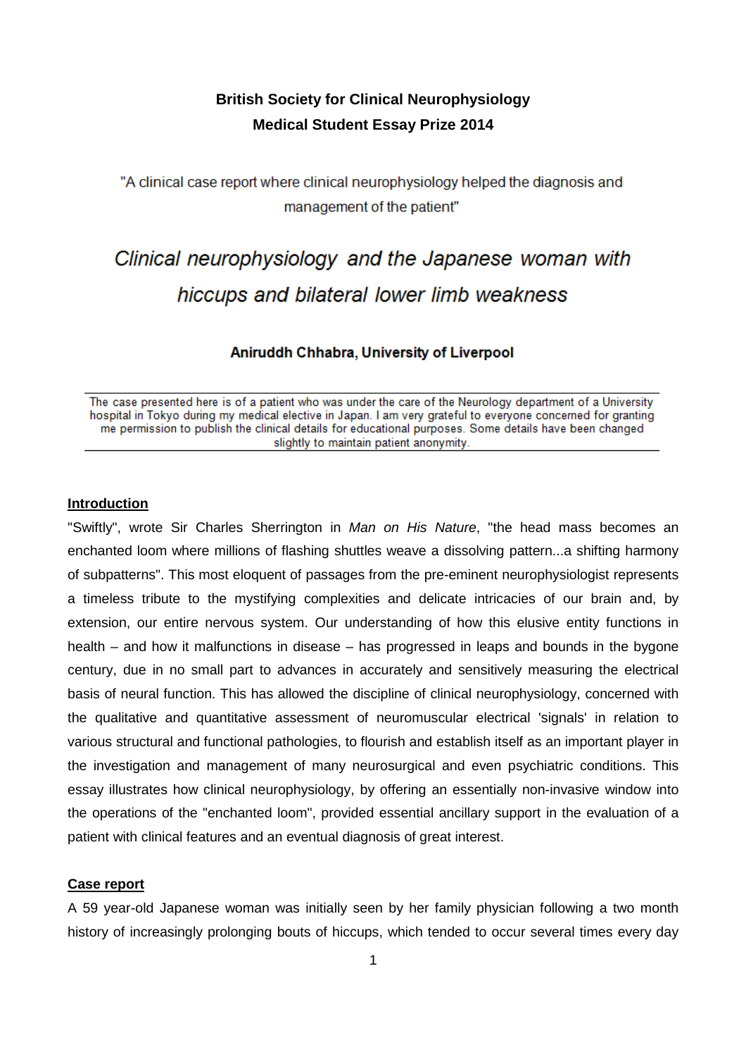**British Society for Clinical Neurophysiology**
**Medical Student Essay Prize 2014**

"A clinical case report where clinical neurophysiology helped the diagnosis and management of the patient"

# *Clinical neurophysiology and the Japanese woman with hiccups and bilateral lower limb weakness*

**Aniruddh Chhabra, University of Liverpool**

---

The case presented here is of a patient who was under the care of the Neurology department of a University hospital in Tokyo during my medical elective in Japan. I am very grateful to everyone concerned for granting me permission to publish the clinical details for educational purposes. Some details have been changed slightly to maintain patient anonymity.

---

## Introduction

"Swiftly", wrote Sir Charles Sherrington in *Man on His Nature*, "the head mass becomes an enchanted loom where millions of flashing shuttles weave a dissolving pattern...a shifting harmony of subpatterns". This most eloquent of passages from the pre-eminent neurophysiologist represents a timeless tribute to the mystifying complexities and delicate intricacies of our brain and, by extension, our entire nervous system. Our understanding of how this elusive entity functions in health – and how it malfunctions in disease – has progressed in leaps and bounds in the bygone century, due in no small part to advances in accurately and sensitively measuring the electrical basis of neural function. This has allowed the discipline of clinical neurophysiology, concerned with the qualitative and quantitative assessment of neuromuscular electrical 'signals' in relation to various structural and functional pathologies, to flourish and establish itself as an important player in the investigation and management of many neurosurgical and even psychiatric conditions. This essay illustrates how clinical neurophysiology, by offering an essentially non-invasive window into the operations of the "enchanted loom", provided essential ancillary support in the evaluation of a patient with clinical features and an eventual diagnosis of great interest.

## Case report

A 59 year-old Japanese woman was initially seen by her family physician following a two month history of increasingly prolonging bouts of hiccups, which tended to occur several times every day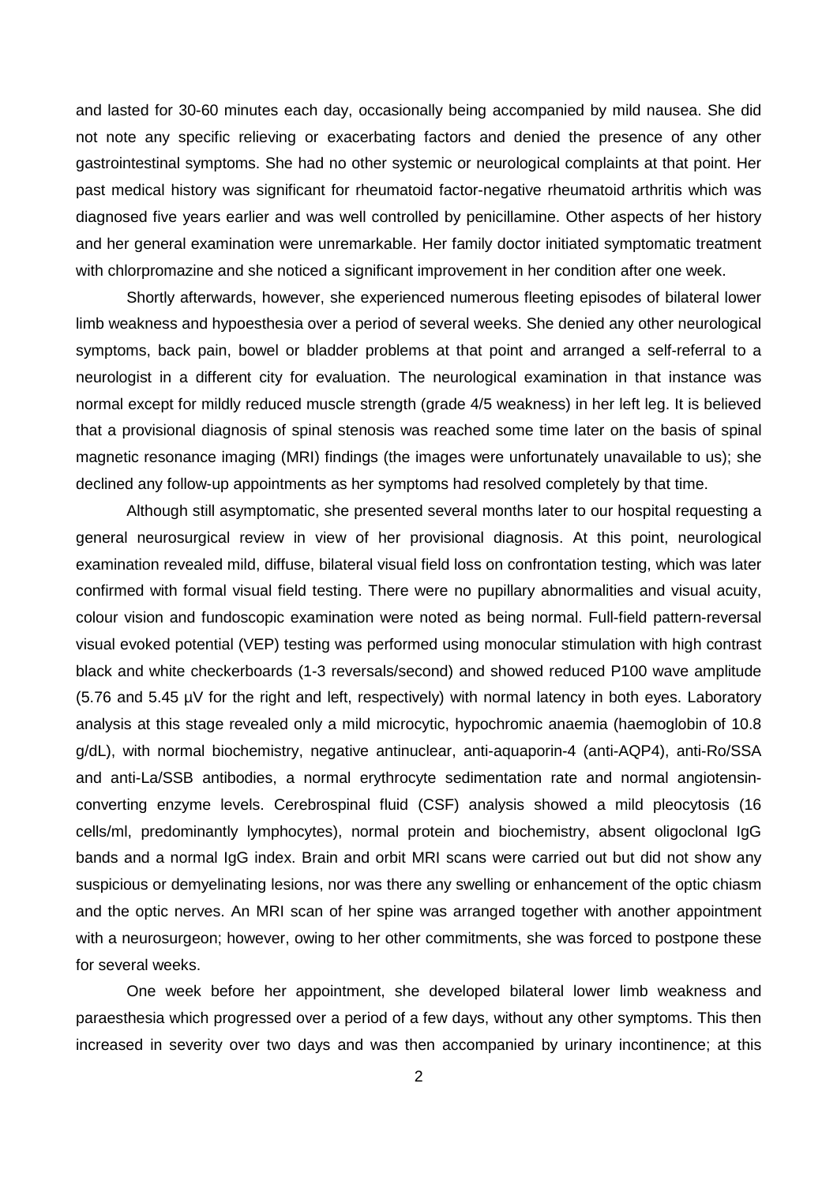and lasted for 30-60 minutes each day, occasionally being accompanied by mild nausea. She did not note any specific relieving or exacerbating factors and denied the presence of any other gastrointestinal symptoms. She had no other systemic or neurological complaints at that point. Her past medical history was significant for rheumatoid factor-negative rheumatoid arthritis which was diagnosed five years earlier and was well controlled by penicillamine. Other aspects of her history and her general examination were unremarkable. Her family doctor initiated symptomatic treatment with chlorpromazine and she noticed a significant improvement in her condition after one week.

Shortly afterwards, however, she experienced numerous fleeting episodes of bilateral lower limb weakness and hypoesthesia over a period of several weeks. She denied any other neurological symptoms, back pain, bowel or bladder problems at that point and arranged a self-referral to a neurologist in a different city for evaluation. The neurological examination in that instance was normal except for mildly reduced muscle strength (grade 4/5 weakness) in her left leg. It is believed that a provisional diagnosis of spinal stenosis was reached some time later on the basis of spinal magnetic resonance imaging (MRI) findings (the images were unfortunately unavailable to us); she declined any follow-up appointments as her symptoms had resolved completely by that time.

Although still asymptomatic, she presented several months later to our hospital requesting a general neurosurgical review in view of her provisional diagnosis. At this point, neurological examination revealed mild, diffuse, bilateral visual field loss on confrontation testing, which was later confirmed with formal visual field testing. There were no pupillary abnormalities and visual acuity, colour vision and fundoscopic examination were noted as being normal. Full-field pattern-reversal visual evoked potential (VEP) testing was performed using monocular stimulation with high contrast black and white checkerboards (1-3 reversals/second) and showed reduced P100 wave amplitude (5.76 and 5.45 µV for the right and left, respectively) with normal latency in both eyes. Laboratory analysis at this stage revealed only a mild microcytic, hypochromic anaemia (haemoglobin of 10.8 g/dL), with normal biochemistry, negative antinuclear, anti-aquaporin-4 (anti-AQP4), anti-Ro/SSA and anti-La/SSB antibodies, a normal erythrocyte sedimentation rate and normal angiotensin-converting enzyme levels. Cerebrospinal fluid (CSF) analysis showed a mild pleocytosis (16 cells/ml, predominantly lymphocytes), normal protein and biochemistry, absent oligoclonal IgG bands and a normal IgG index. Brain and orbit MRI scans were carried out but did not show any suspicious or demyelinating lesions, nor was there any swelling or enhancement of the optic chiasm and the optic nerves. An MRI scan of her spine was arranged together with another appointment with a neurosurgeon; however, owing to her other commitments, she was forced to postpone these for several weeks.

One week before her appointment, she developed bilateral lower limb weakness and paraesthesia which progressed over a period of a few days, without any other symptoms. This then increased in severity over two days and was then accompanied by urinary incontinence; at this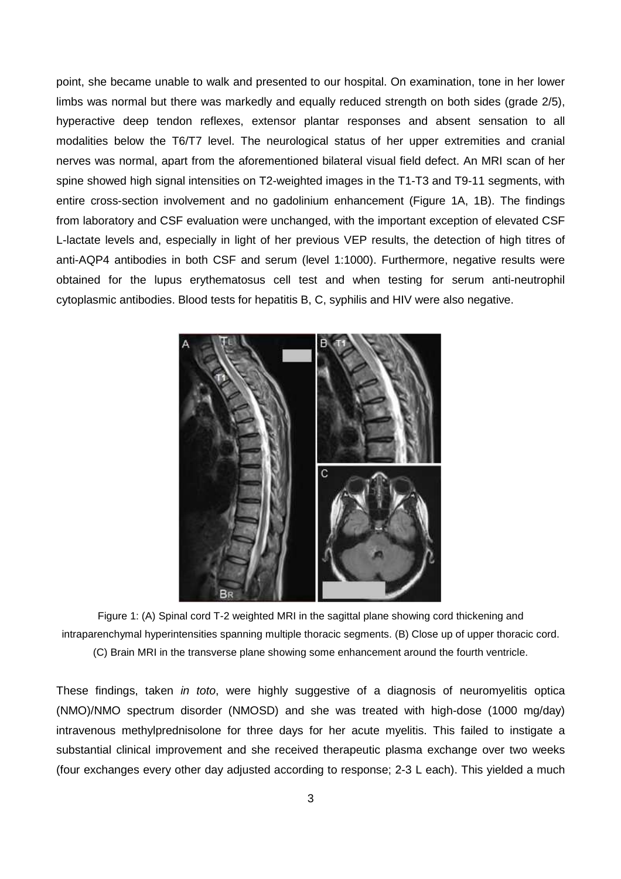point, she became unable to walk and presented to our hospital. On examination, tone in her lower limbs was normal but there was markedly and equally reduced strength on both sides (grade 2/5), hyperactive deep tendon reflexes, extensor plantar responses and absent sensation to all modalities below the T6/T7 level. The neurological status of her upper extremities and cranial nerves was normal, apart from the aforementioned bilateral visual field defect. An MRI scan of her spine showed high signal intensities on T2-weighted images in the T1-T3 and T9-11 segments, with entire cross-section involvement and no gadolinium enhancement (Figure 1A, 1B). The findings from laboratory and CSF evaluation were unchanged, with the important exception of elevated CSF L-lactate levels and, especially in light of her previous VEP results, the detection of high titres of anti-AQP4 antibodies in both CSF and serum (level 1:1000). Furthermore, negative results were obtained for the lupus erythematosus cell test and when testing for serum anti-neutrophil cytoplasmic antibodies. Blood tests for hepatitis B, C, syphilis and HIV were also negative.

Figure 1: (A) Spinal cord T-2 weighted MRI in the sagittal plane showing cord thickening and intraparenchymal hyperintensities spanning multiple thoracic segments. (B) Close up of upper thoracic cord. (C) Brain MRI in the transverse plane showing some enhancement around the fourth ventricle.

These findings, taken *in toto*, were highly suggestive of a diagnosis of neuromyelitis optica (NMO)/NMO spectrum disorder (NMOSD) and she was treated with high-dose (1000 mg/day) intravenous methylprednisolone for three days for her acute myelitis. This failed to instigate a substantial clinical improvement and she received therapeutic plasma exchange over two weeks (four exchanges every other day adjusted according to response; 2-3 L each). This yielded a much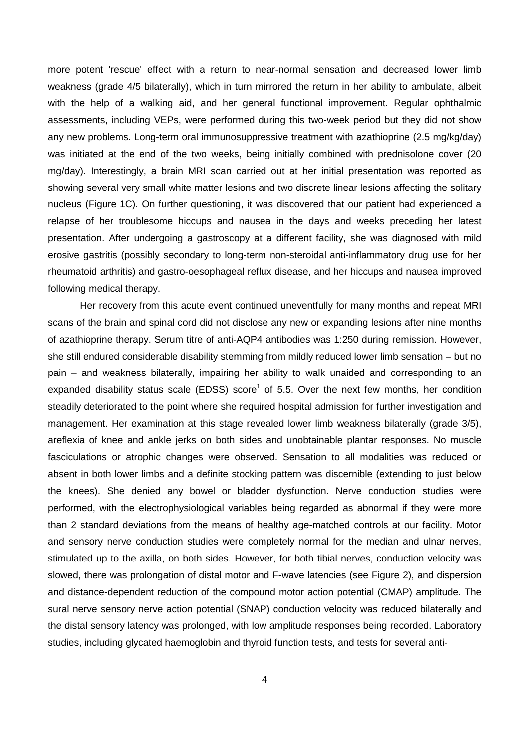more potent 'rescue' effect with a return to near-normal sensation and decreased lower limb weakness (grade 4/5 bilaterally), which in turn mirrored the return in her ability to ambulate, albeit with the help of a walking aid, and her general functional improvement. Regular ophthalmic assessments, including VEPs, were performed during this two-week period but they did not show any new problems. Long-term oral immunosuppressive treatment with azathioprine (2.5 mg/kg/day) was initiated at the end of the two weeks, being initially combined with prednisolone cover (20 mg/day). Interestingly, a brain MRI scan carried out at her initial presentation was reported as showing several very small white matter lesions and two discrete linear lesions affecting the solitary nucleus (Figure 1C). On further questioning, it was discovered that our patient had experienced a relapse of her troublesome hiccups and nausea in the days and weeks preceding her latest presentation. After undergoing a gastroscopy at a different facility, she was diagnosed with mild erosive gastritis (possibly secondary to long-term non-steroidal anti-inflammatory drug use for her rheumatoid arthritis) and gastro-oesophageal reflux disease, and her hiccups and nausea improved following medical therapy.

Her recovery from this acute event continued uneventfully for many months and repeat MRI scans of the brain and spinal cord did not disclose any new or expanding lesions after nine months of azathioprine therapy. Serum titre of anti-AQP4 antibodies was 1:250 during remission. However, she still endured considerable disability stemming from mildly reduced lower limb sensation – but no pain – and weakness bilaterally, impairing her ability to walk unaided and corresponding to an expanded disability status scale (EDSS) score[1] of 5.5. Over the next few months, her condition steadily deteriorated to the point where she required hospital admission for further investigation and management. Her examination at this stage revealed lower limb weakness bilaterally (grade 3/5), areflexia of knee and ankle jerks on both sides and unobtainable plantar responses. No muscle fasciculations or atrophic changes were observed. Sensation to all modalities was reduced or absent in both lower limbs and a definite stocking pattern was discernible (extending to just below the knees). She denied any bowel or bladder dysfunction. Nerve conduction studies were performed, with the electrophysiological variables being regarded as abnormal if they were more than 2 standard deviations from the means of healthy age-matched controls at our facility. Motor and sensory nerve conduction studies were completely normal for the median and ulnar nerves, stimulated up to the axilla, on both sides. However, for both tibial nerves, conduction velocity was slowed, there was prolongation of distal motor and F-wave latencies (see Figure 2), and dispersion and distance-dependent reduction of the compound motor action potential (CMAP) amplitude. The sural nerve sensory nerve action potential (SNAP) conduction velocity was reduced bilaterally and the distal sensory latency was prolonged, with low amplitude responses being recorded. Laboratory studies, including glycated haemoglobin and thyroid function tests, and tests for several anti-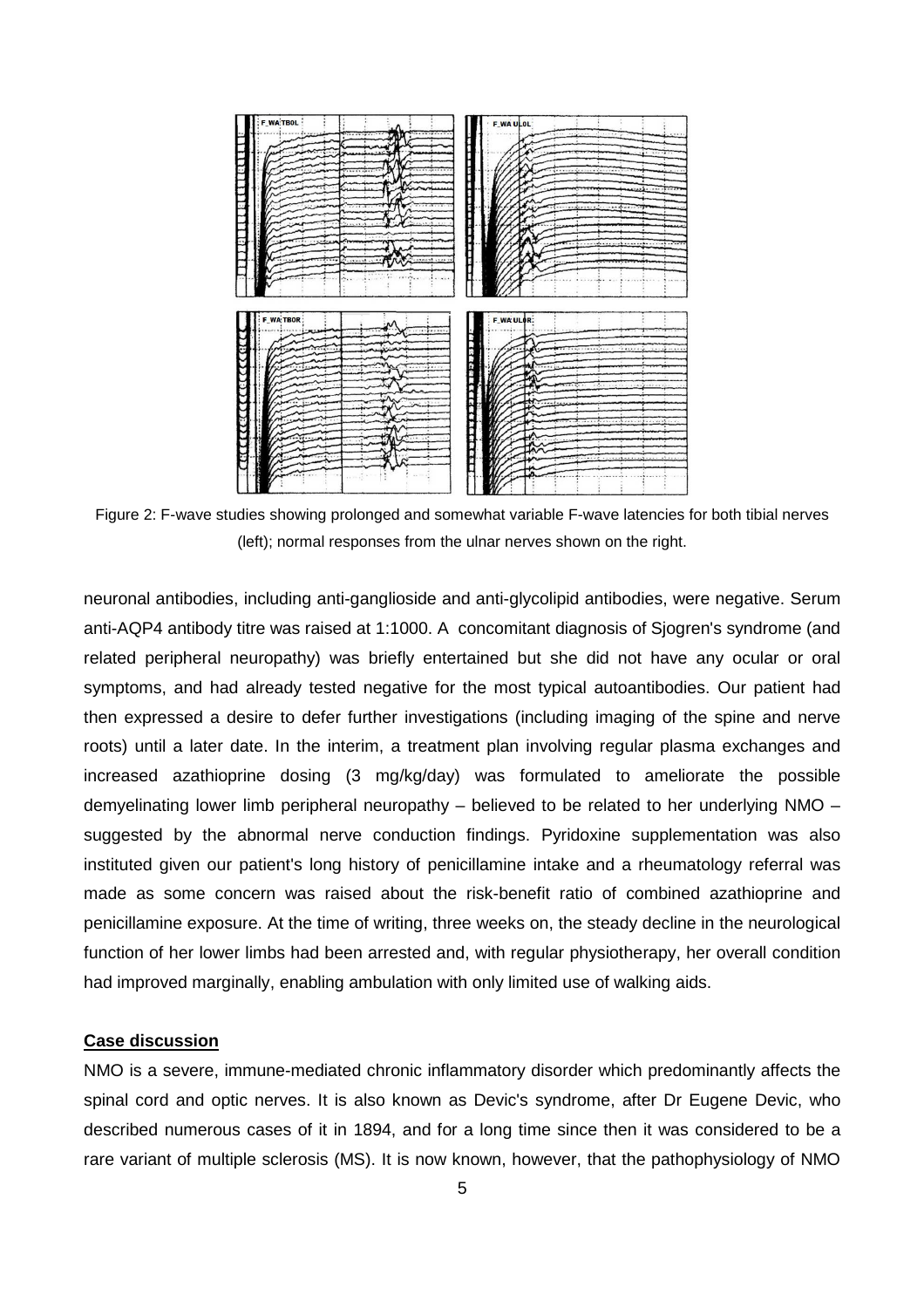Figure 2: F-wave studies showing prolonged and somewhat variable F-wave latencies for both tibial nerves (left); normal responses from the ulnar nerves shown on the right.

neuronal antibodies, including anti-ganglioside and anti-glycolipid antibodies, were negative. Serum anti-AQP4 antibody titre was raised at 1:1000. A concomitant diagnosis of Sjogren's syndrome (and related peripheral neuropathy) was briefly entertained but she did not have any ocular or oral symptoms, and had already tested negative for the most typical autoantibodies. Our patient had then expressed a desire to defer further investigations (including imaging of the spine and nerve roots) until a later date. In the interim, a treatment plan involving regular plasma exchanges and increased azathioprine dosing (3 mg/kg/day) was formulated to ameliorate the possible demyelinating lower limb peripheral neuropathy – believed to be related to her underlying NMO – suggested by the abnormal nerve conduction findings. Pyridoxine supplementation was also instituted given our patient's long history of penicillamine intake and a rheumatology referral was made as some concern was raised about the risk-benefit ratio of combined azathioprine and penicillamine exposure. At the time of writing, three weeks on, the steady decline in the neurological function of her lower limbs had been arrested and, with regular physiotherapy, her overall condition had improved marginally, enabling ambulation with only limited use of walking aids.

**Case discussion**

NMO is a severe, immune-mediated chronic inflammatory disorder which predominantly affects the spinal cord and optic nerves. It is also known as Devic's syndrome, after Dr Eugene Devic, who described numerous cases of it in 1894, and for a long time since then it was considered to be a rare variant of multiple sclerosis (MS). It is now known, however, that the pathophysiology of NMO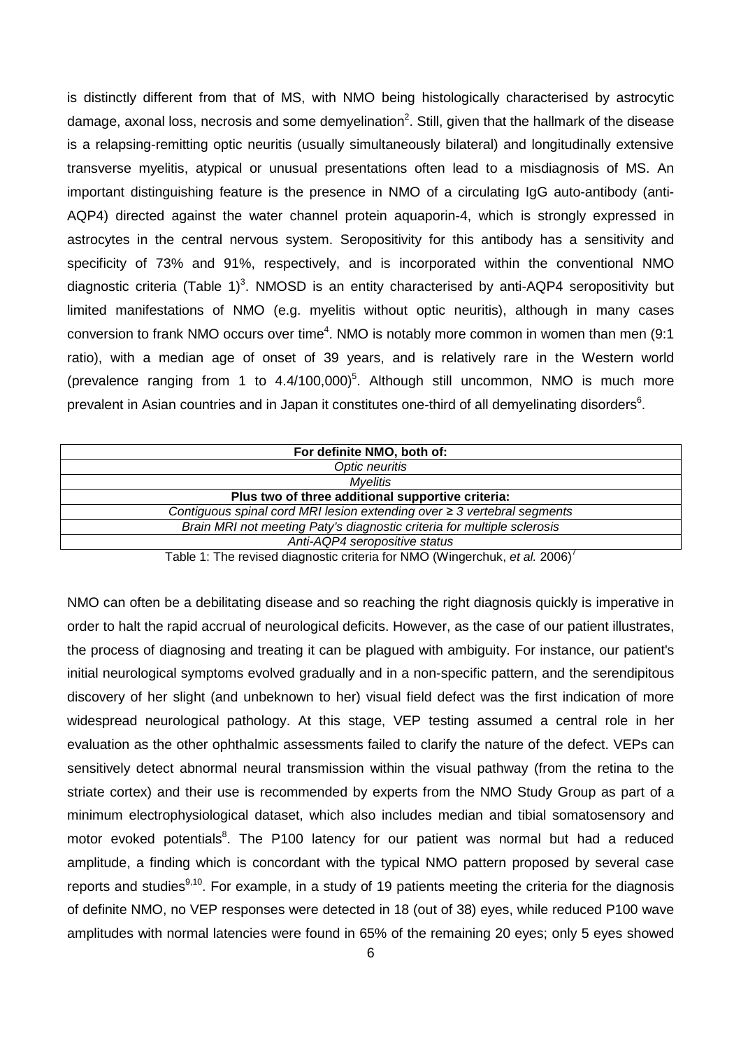is distinctly different from that of MS, with NMO being histologically characterised by astrocytic damage, axonal loss, necrosis and some demyelination[2]. Still, given that the hallmark of the disease is a relapsing-remitting optic neuritis (usually simultaneously bilateral) and longitudinally extensive transverse myelitis, atypical or unusual presentations often lead to a misdiagnosis of MS. An important distinguishing feature is the presence in NMO of a circulating IgG auto-antibody (anti-AQP4) directed against the water channel protein aquaporin-4, which is strongly expressed in astrocytes in the central nervous system. Seropositivity for this antibody has a sensitivity and specificity of 73% and 91%, respectively, and is incorporated within the conventional NMO diagnostic criteria (Table 1)[3]. NMOSD is an entity characterised by anti-AQP4 seropositivity but limited manifestations of NMO (e.g. myelitis without optic neuritis), although in many cases conversion to frank NMO occurs over time[4]. NMO is notably more common in women than men (9:1 ratio), with a median age of onset of 39 years, and is relatively rare in the Western world (prevalence ranging from 1 to 4.4/100,000)[5]. Although still uncommon, NMO is much more prevalent in Asian countries and in Japan it constitutes one-third of all demyelinating disorders[6].

| **For definite NMO, both of:** |
| --- |
| *Optic neuritis* |
| *Myelitis* |
| **Plus two of three additional supportive criteria:** |
| *Contiguous spinal cord MRI lesion extending over ≥ 3 vertebral segments* |
| *Brain MRI not meeting Paty's diagnostic criteria for multiple sclerosis* |
| *Anti-AQP4 seropositive status* |

Table 1: The revised diagnostic criteria for NMO (Wingerchuk, *et al.* 2006)[7]

NMO can often be a debilitating disease and so reaching the right diagnosis quickly is imperative in order to halt the rapid accrual of neurological deficits. However, as the case of our patient illustrates, the process of diagnosing and treating it can be plagued with ambiguity. For instance, our patient's initial neurological symptoms evolved gradually and in a non-specific pattern, and the serendipitous discovery of her slight (and unbeknown to her) visual field defect was the first indication of more widespread neurological pathology. At this stage, VEP testing assumed a central role in her evaluation as the other ophthalmic assessments failed to clarify the nature of the defect. VEPs can sensitively detect abnormal neural transmission within the visual pathway (from the retina to the striate cortex) and their use is recommended by experts from the NMO Study Group as part of a minimum electrophysiological dataset, which also includes median and tibial somatosensory and motor evoked potentials[8]. The P100 latency for our patient was normal but had a reduced amplitude, a finding which is concordant with the typical NMO pattern proposed by several case reports and studies[9,10]. For example, in a study of 19 patients meeting the criteria for the diagnosis of definite NMO, no VEP responses were detected in 18 (out of 38) eyes, while reduced P100 wave amplitudes with normal latencies were found in 65% of the remaining 20 eyes; only 5 eyes showed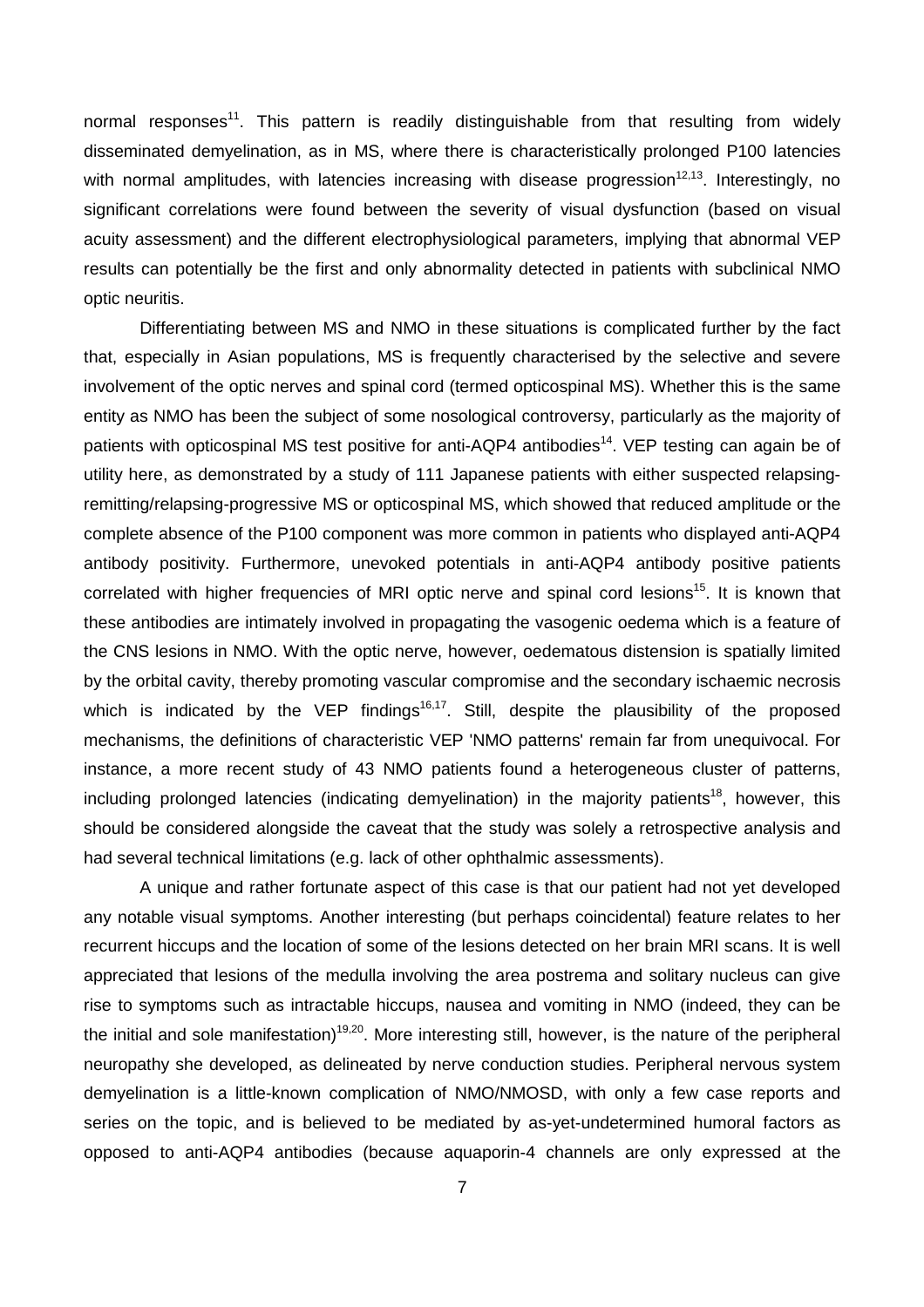normal responses[11]. This pattern is readily distinguishable from that resulting from widely disseminated demyelination, as in MS, where there is characteristically prolonged P100 latencies with normal amplitudes, with latencies increasing with disease progression[12,13]. Interestingly, no significant correlations were found between the severity of visual dysfunction (based on visual acuity assessment) and the different electrophysiological parameters, implying that abnormal VEP results can potentially be the first and only abnormality detected in patients with subclinical NMO optic neuritis.

Differentiating between MS and NMO in these situations is complicated further by the fact that, especially in Asian populations, MS is frequently characterised by the selective and severe involvement of the optic nerves and spinal cord (termed opticospinal MS). Whether this is the same entity as NMO has been the subject of some nosological controversy, particularly as the majority of patients with opticospinal MS test positive for anti-AQP4 antibodies[14]. VEP testing can again be of utility here, as demonstrated by a study of 111 Japanese patients with either suspected relapsing-remitting/relapsing-progressive MS or opticospinal MS, which showed that reduced amplitude or the complete absence of the P100 component was more common in patients who displayed anti-AQP4 antibody positivity. Furthermore, unevoked potentials in anti-AQP4 antibody positive patients correlated with higher frequencies of MRI optic nerve and spinal cord lesions[15]. It is known that these antibodies are intimately involved in propagating the vasogenic oedema which is a feature of the CNS lesions in NMO. With the optic nerve, however, oedematous distension is spatially limited by the orbital cavity, thereby promoting vascular compromise and the secondary ischaemic necrosis which is indicated by the VEP findings[16,17]. Still, despite the plausibility of the proposed mechanisms, the definitions of characteristic VEP 'NMO patterns' remain far from unequivocal. For instance, a more recent study of 43 NMO patients found a heterogeneous cluster of patterns, including prolonged latencies (indicating demyelination) in the majority patients[18], however, this should be considered alongside the caveat that the study was solely a retrospective analysis and had several technical limitations (e.g. lack of other ophthalmic assessments).

A unique and rather fortunate aspect of this case is that our patient had not yet developed any notable visual symptoms. Another interesting (but perhaps coincidental) feature relates to her recurrent hiccups and the location of some of the lesions detected on her brain MRI scans. It is well appreciated that lesions of the medulla involving the area postrema and solitary nucleus can give rise to symptoms such as intractable hiccups, nausea and vomiting in NMO (indeed, they can be the initial and sole manifestation)[19,20]. More interesting still, however, is the nature of the peripheral neuropathy she developed, as delineated by nerve conduction studies. Peripheral nervous system demyelination is a little-known complication of NMO/NMOSD, with only a few case reports and series on the topic, and is believed to be mediated by as-yet-undetermined humoral factors as opposed to anti-AQP4 antibodies (because aquaporin-4 channels are only expressed at the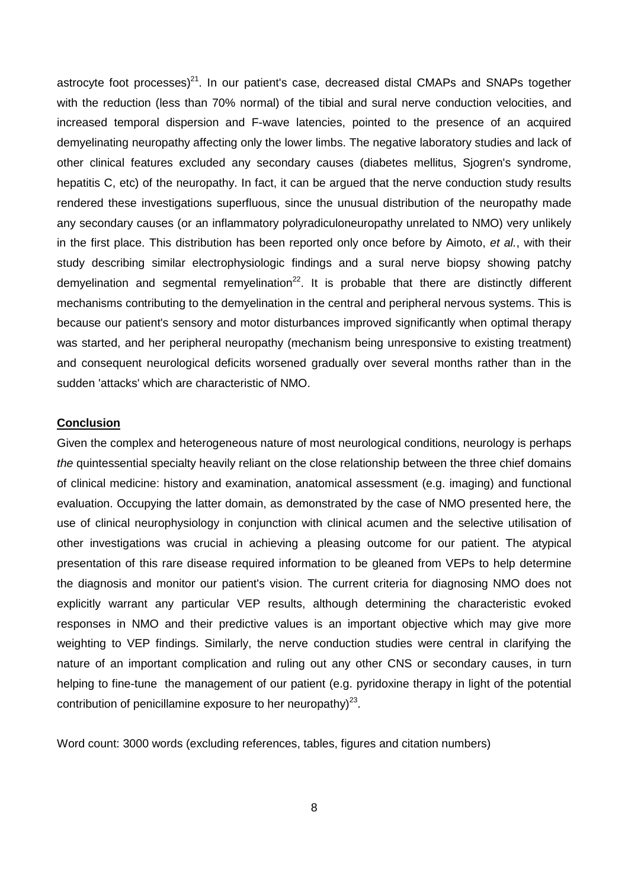astrocyte foot processes)[21]. In our patient's case, decreased distal CMAPs and SNAPs together with the reduction (less than 70% normal) of the tibial and sural nerve conduction velocities, and increased temporal dispersion and F-wave latencies, pointed to the presence of an acquired demyelinating neuropathy affecting only the lower limbs. The negative laboratory studies and lack of other clinical features excluded any secondary causes (diabetes mellitus, Sjogren's syndrome, hepatitis C, etc) of the neuropathy. In fact, it can be argued that the nerve conduction study results rendered these investigations superfluous, since the unusual distribution of the neuropathy made any secondary causes (or an inflammatory polyradiculoneuropathy unrelated to NMO) very unlikely in the first place. This distribution has been reported only once before by Aimoto, *et al.*, with their study describing similar electrophysiologic findings and a sural nerve biopsy showing patchy demyelination and segmental remyelination[22]. It is probable that there are distinctly different mechanisms contributing to the demyelination in the central and peripheral nervous systems. This is because our patient's sensory and motor disturbances improved significantly when optimal therapy was started, and her peripheral neuropathy (mechanism being unresponsive to existing treatment) and consequent neurological deficits worsened gradually over several months rather than in the sudden 'attacks' which are characteristic of NMO.

## Conclusion

Given the complex and heterogeneous nature of most neurological conditions, neurology is perhaps *the* quintessential specialty heavily reliant on the close relationship between the three chief domains of clinical medicine: history and examination, anatomical assessment (e.g. imaging) and functional evaluation. Occupying the latter domain, as demonstrated by the case of NMO presented here, the use of clinical neurophysiology in conjunction with clinical acumen and the selective utilisation of other investigations was crucial in achieving a pleasing outcome for our patient. The atypical presentation of this rare disease required information to be gleaned from VEPs to help determine the diagnosis and monitor our patient's vision. The current criteria for diagnosing NMO does not explicitly warrant any particular VEP results, although determining the characteristic evoked responses in NMO and their predictive values is an important objective which may give more weighting to VEP findings. Similarly, the nerve conduction studies were central in clarifying the nature of an important complication and ruling out any other CNS or secondary causes, in turn helping to fine-tune the management of our patient (e.g. pyridoxine therapy in light of the potential contribution of penicillamine exposure to her neuropathy)[23].

Word count: 3000 words (excluding references, tables, figures and citation numbers)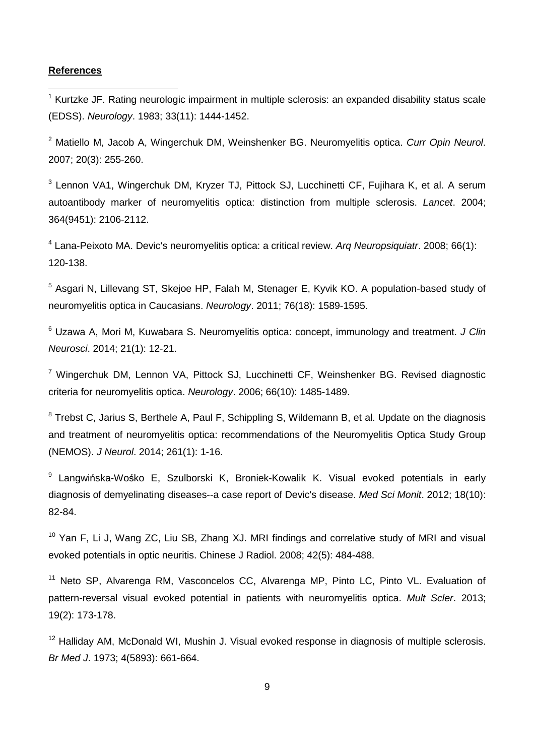**References**

[1] Kurtzke JF. Rating neurologic impairment in multiple sclerosis: an expanded disability status scale (EDSS). *Neurology*. 1983; 33(11): 1444-1452.

[2] Matiello M, Jacob A, Wingerchuk DM, Weinshenker BG. Neuromyelitis optica. *Curr Opin Neurol*. 2007; 20(3): 255-260.

[3] Lennon VA1, Wingerchuk DM, Kryzer TJ, Pittock SJ, Lucchinetti CF, Fujihara K, et al. A serum autoantibody marker of neuromyelitis optica: distinction from multiple sclerosis. *Lancet*. 2004; 364(9451): 2106-2112.

[4] Lana-Peixoto MA. Devic's neuromyelitis optica: a critical review. *Arq Neuropsiquiatr*. 2008; 66(1): 120-138.

[5] Asgari N, Lillevang ST, Skejoe HP, Falah M, Stenager E, Kyvik KO. A population-based study of neuromyelitis optica in Caucasians. *Neurology*. 2011; 76(18): 1589-1595.

[6] Uzawa A, Mori M, Kuwabara S. Neuromyelitis optica: concept, immunology and treatment. *J Clin Neurosci*. 2014; 21(1): 12-21.

[7] Wingerchuk DM, Lennon VA, Pittock SJ, Lucchinetti CF, Weinshenker BG. Revised diagnostic criteria for neuromyelitis optica. *Neurology*. 2006; 66(10): 1485-1489.

[8] Trebst C, Jarius S, Berthele A, Paul F, Schippling S, Wildemann B, et al. Update on the diagnosis and treatment of neuromyelitis optica: recommendations of the Neuromyelitis Optica Study Group (NEMOS). *J Neurol*. 2014; 261(1): 1-16.

[9] Langwińska-Wośko E, Szulborski K, Broniek-Kowalik K. Visual evoked potentials in early diagnosis of demyelinating diseases--a case report of Devic's disease. *Med Sci Monit*. 2012; 18(10): 82-84.

[10] Yan F, Li J, Wang ZC, Liu SB, Zhang XJ. MRI findings and correlative study of MRI and visual evoked potentials in optic neuritis. Chinese J Radiol. 2008; 42(5): 484-488.

[11] Neto SP, Alvarenga RM, Vasconcelos CC, Alvarenga MP, Pinto LC, Pinto VL. Evaluation of pattern-reversal visual evoked potential in patients with neuromyelitis optica. *Mult Scler*. 2013; 19(2): 173-178.

[12] Halliday AM, McDonald WI, Mushin J. Visual evoked response in diagnosis of multiple sclerosis. *Br Med J*. 1973; 4(5893): 661-664.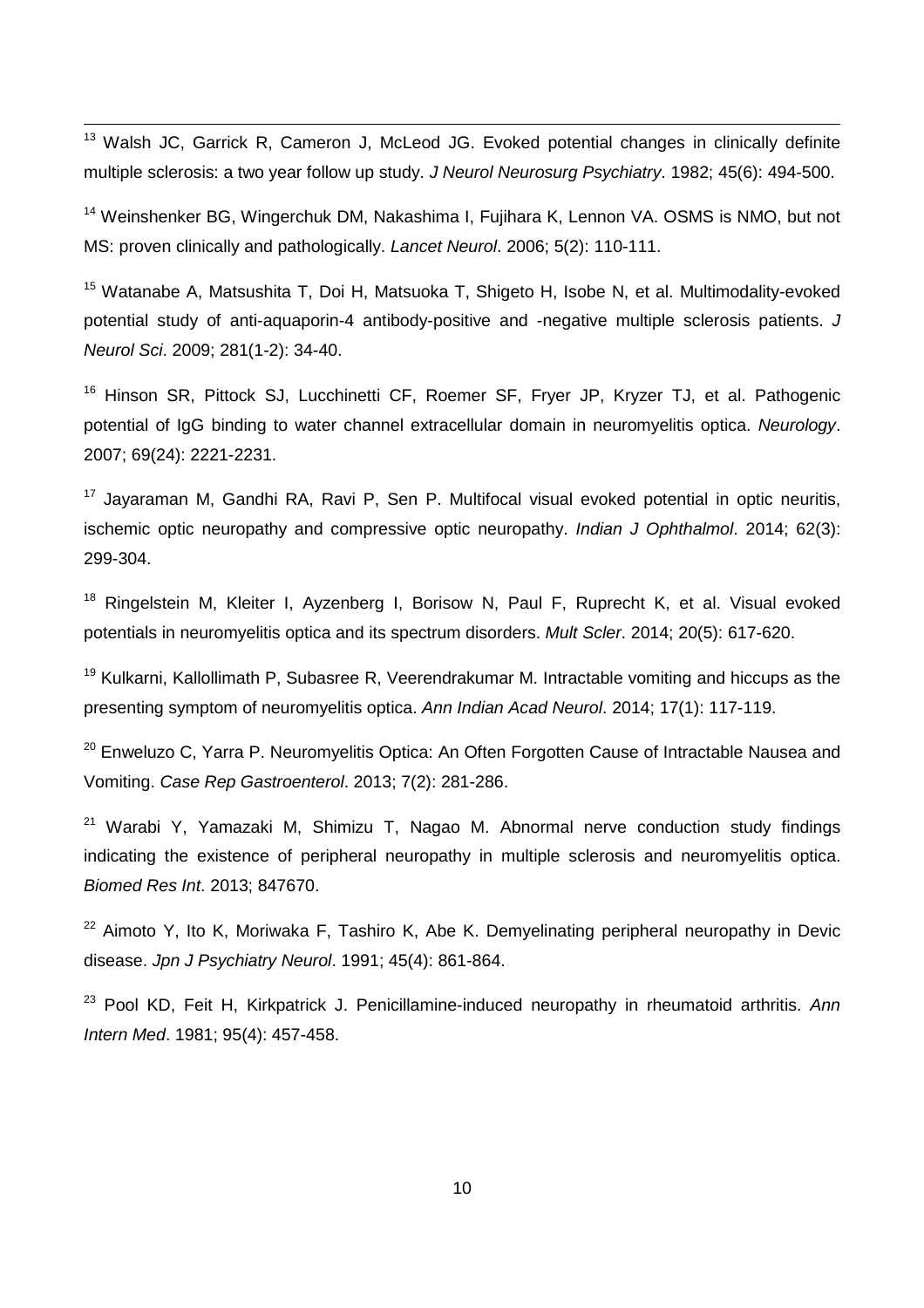[13] Walsh JC, Garrick R, Cameron J, McLeod JG. Evoked potential changes in clinically definite multiple sclerosis: a two year follow up study. *J Neurol Neurosurg Psychiatry*. 1982; 45(6): 494-500.

[14] Weinshenker BG, Wingerchuk DM, Nakashima I, Fujihara K, Lennon VA. OSMS is NMO, but not MS: proven clinically and pathologically. *Lancet Neurol*. 2006; 5(2): 110-111.

[15] Watanabe A, Matsushita T, Doi H, Matsuoka T, Shigeto H, Isobe N, et al. Multimodality-evoked potential study of anti-aquaporin-4 antibody-positive and -negative multiple sclerosis patients. *J Neurol Sci*. 2009; 281(1-2): 34-40.

[16] Hinson SR, Pittock SJ, Lucchinetti CF, Roemer SF, Fryer JP, Kryzer TJ, et al. Pathogenic potential of IgG binding to water channel extracellular domain in neuromyelitis optica. *Neurology*. 2007; 69(24): 2221-2231.

[17] Jayaraman M, Gandhi RA, Ravi P, Sen P. Multifocal visual evoked potential in optic neuritis, ischemic optic neuropathy and compressive optic neuropathy. *Indian J Ophthalmol*. 2014; 62(3): 299-304.

[18] Ringelstein M, Kleiter I, Ayzenberg I, Borisow N, Paul F, Ruprecht K, et al. Visual evoked potentials in neuromyelitis optica and its spectrum disorders. *Mult Scler*. 2014; 20(5): 617-620.

[19] Kulkarni, Kallollimath P, Subasree R, Veerendrakumar M. Intractable vomiting and hiccups as the presenting symptom of neuromyelitis optica. *Ann Indian Acad Neurol*. 2014; 17(1): 117-119.

[20] Enweluzo C, Yarra P. Neuromyelitis Optica: An Often Forgotten Cause of Intractable Nausea and Vomiting. *Case Rep Gastroenterol*. 2013; 7(2): 281-286.

[21] Warabi Y, Yamazaki M, Shimizu T, Nagao M. Abnormal nerve conduction study findings indicating the existence of peripheral neuropathy in multiple sclerosis and neuromyelitis optica. *Biomed Res Int*. 2013; 847670.

[22] Aimoto Y, Ito K, Moriwaka F, Tashiro K, Abe K. Demyelinating peripheral neuropathy in Devic disease. *Jpn J Psychiatry Neurol*. 1991; 45(4): 861-864.

[23] Pool KD, Feit H, Kirkpatrick J. Penicillamine-induced neuropathy in rheumatoid arthritis. *Ann Intern Med*. 1981; 95(4): 457-458.